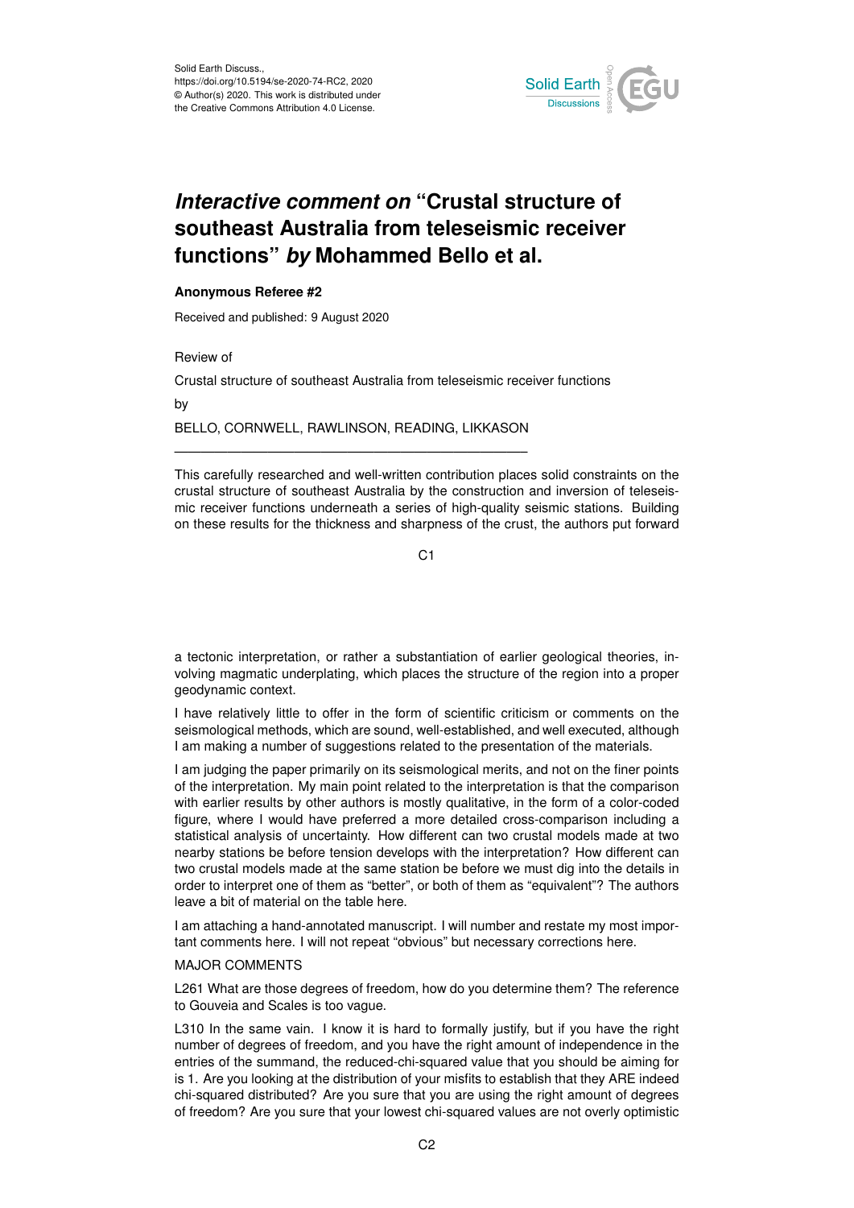Solid Earth Discuss.,
https://doi.org/10.5194/se-2020-74-RC2, 2020
© Author(s) 2020. This work is distributed under
the Creative Commons Attribution 4.0 License.

# *Interactive comment on* "Crustal structure of southeast Australia from teleseismic receiver functions" *by* Mohammed Bello et al.

**Anonymous Referee #2**

Received and published: 9 August 2020

Review of

Crustal structure of southeast Australia from teleseismic receiver functions

by

BELLO, CORNWELL, RAWLINSON, READING, LIKKASON

---

This carefully researched and well-written contribution places solid constraints on the crustal structure of southeast Australia by the construction and inversion of teleseismic receiver functions underneath a series of high-quality seismic stations. Building on these results for the thickness and sharpness of the crust, the authors put forward a tectonic interpretation, or rather a substantiation of earlier geological theories, involving magmatic underplating, which places the structure of the region into a proper geodynamic context.

I have relatively little to offer in the form of scientific criticism or comments on the seismological methods, which are sound, well-established, and well executed, although I am making a number of suggestions related to the presentation of the materials.

I am judging the paper primarily on its seismological merits, and not on the finer points of the interpretation. My main point related to the interpretation is that the comparison with earlier results by other authors is mostly qualitative, in the form of a color-coded figure, where I would have preferred a more detailed cross-comparison including a statistical analysis of uncertainty. How different can two crustal models made at two nearby stations be before tension develops with the interpretation? How different can two crustal models made at the same station be before we must dig into the details in order to interpret one of them as "better", or both of them as "equivalent"? The authors leave a bit of material on the table here.

I am attaching a hand-annotated manuscript. I will number and restate my most important comments here. I will not repeat "obvious" but necessary corrections here.

MAJOR COMMENTS

L261 What are those degrees of freedom, how do you determine them? The reference to Gouveia and Scales is too vague.

L310 In the same vein. I know it is hard to formally justify, but if you have the right number of degrees of freedom, and you have the right amount of independence in the entries of the summand, the reduced-chi-squared value that you should be aiming for is 1. Are you looking at the distribution of your misfits to establish that they ARE indeed chi-squared distributed? Are you sure that you are using the right amount of degrees of freedom? Are you sure that your lowest chi-squared values are not overly optimistic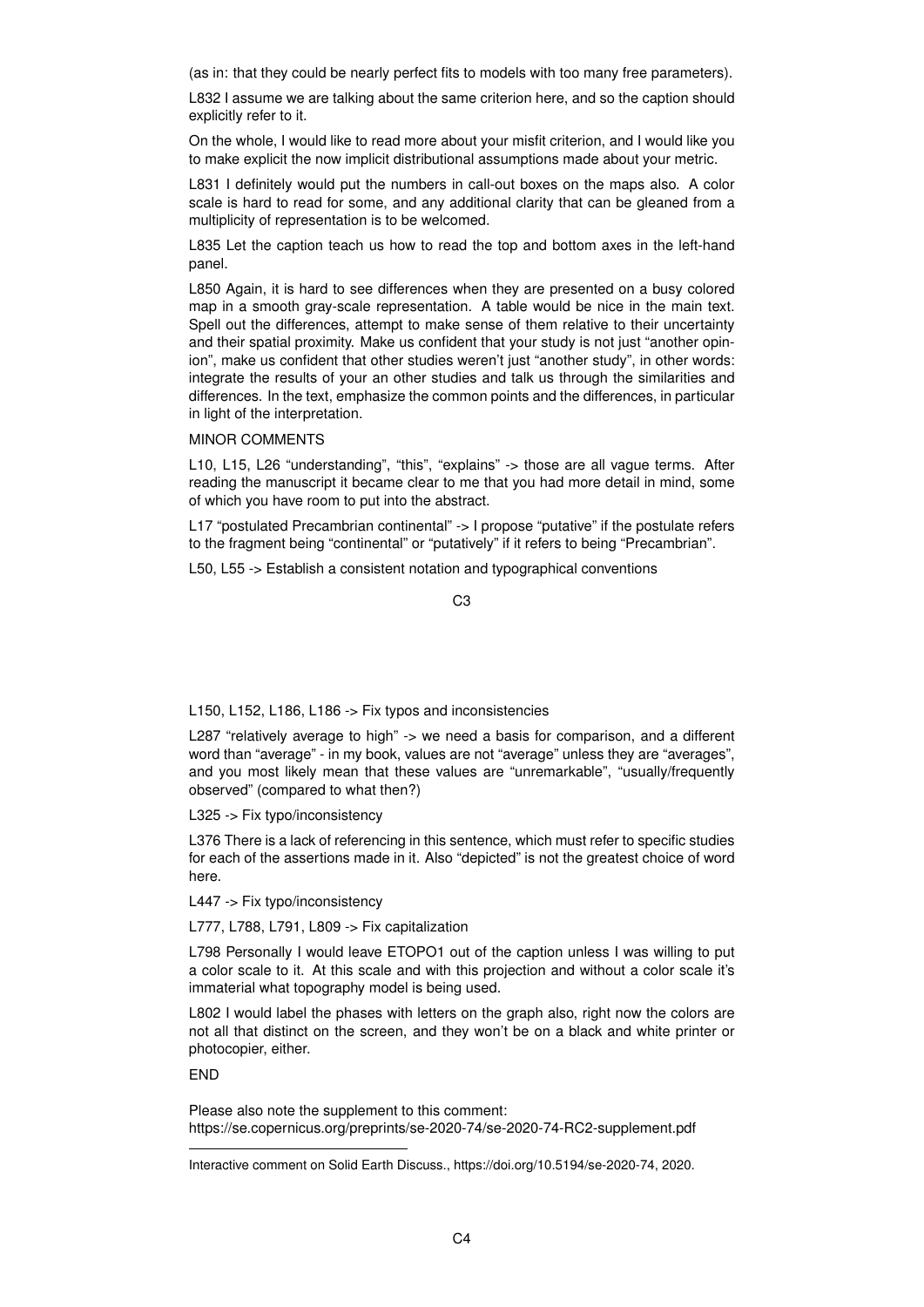(as in: that they could be nearly perfect fits to models with too many free parameters).

L832 I assume we are talking about the same criterion here, and so the caption should explicitly refer to it.

On the whole, I would like to read more about your misfit criterion, and I would like you to make explicit the now implicit distributional assumptions made about your metric.

L831 I definitely would put the numbers in call-out boxes on the maps also. A color scale is hard to read for some, and any additional clarity that can be gleaned from a multiplicity of representation is to be welcomed.

L835 Let the caption teach us how to read the top and bottom axes in the left-hand panel.

L850 Again, it is hard to see differences when they are presented on a busy colored map in a smooth gray-scale representation. A table would be nice in the main text. Spell out the differences, attempt to make sense of them relative to their uncertainty and their spatial proximity. Make us confident that your study is not just "another opinion", make us confident that other studies weren't just "another study", in other words: integrate the results of your an other studies and talk us through the similarities and differences. In the text, emphasize the common points and the differences, in particular in light of the interpretation.

MINOR COMMENTS

L10, L15, L26 "understanding", "this", "explains" -> those are all vague terms. After reading the manuscript it became clear to me that you had more detail in mind, some of which you have room to put into the abstract.

L17 "postulated Precambrian continental" -> I propose "putative" if the postulate refers to the fragment being "continental" or "putatively" if it refers to being "Precambrian".

L50, L55 -> Establish a consistent notation and typographical conventions

L150, L152, L186, L186 -> Fix typos and inconsistencies

L287 "relatively average to high" -> we need a basis for comparison, and a different word than "average" - in my book, values are not "average" unless they are "averages", and you most likely mean that these values are "unremarkable", "usually/frequently observed" (compared to what then?)

L325 -> Fix typo/inconsistency

L376 There is a lack of referencing in this sentence, which must refer to specific studies for each of the assertions made in it. Also "depicted" is not the greatest choice of word here.

L447 -> Fix typo/inconsistency

L777, L788, L791, L809 -> Fix capitalization

L798 Personally I would leave ETOPO1 out of the caption unless I was willing to put a color scale to it. At this scale and with this projection and without a color scale it's immaterial what topography model is being used.

L802 I would label the phases with letters on the graph also, right now the colors are not all that distinct on the screen, and they won't be on a black and white printer or photocopier, either.

END

Please also note the supplement to this comment:
https://se.copernicus.org/preprints/se-2020-74/se-2020-74-RC2-supplement.pdf

Interactive comment on Solid Earth Discuss., https://doi.org/10.5194/se-2020-74, 2020.